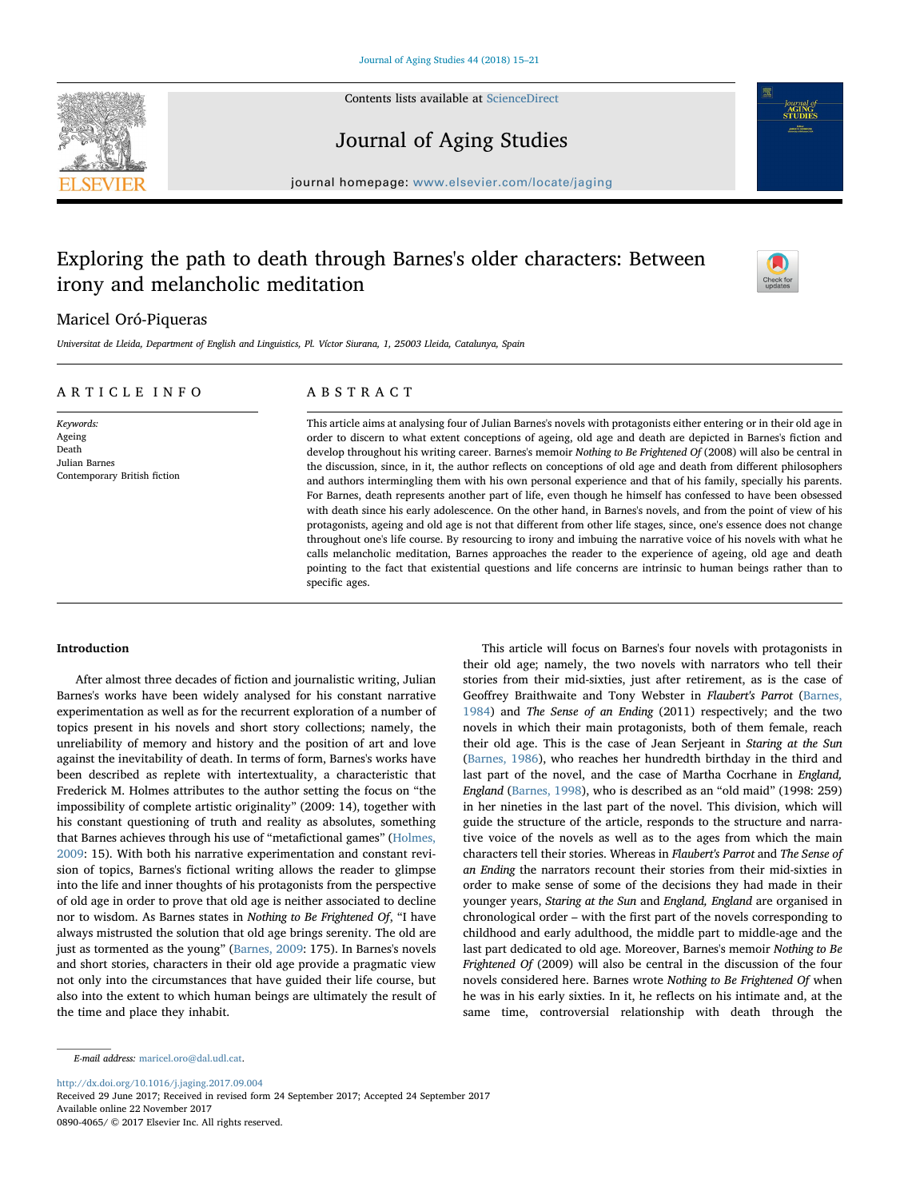# Exploring the path to death through Barnes's older characters: Between irony and melancholic meditation

Maricel Oró-Piqueras

*Universitat de Lleida, Department of English and Linguistics, Pl. Víctor Siurana, 1, 25003 Lleida, Catalunya, Spain*

## ARTICLE INFO

*Keywords:*
Ageing
Death
Julian Barnes
Contemporary British fiction

## ABSTRACT

This article aims at analysing four of Julian Barnes's novels with protagonists either entering or in their old age in order to discern to what extent conceptions of ageing, old age and death are depicted in Barnes's fiction and develop throughout his writing career. Barnes's memoir *Nothing to Be Frightened Of* (2008) will also be central in the discussion, since, in it, the author reflects on conceptions of old age and death from different philosophers and authors intermingling them with his own personal experience and that of his family, specially his parents. For Barnes, death represents another part of life, even though he himself has confessed to have been obsessed with death since his early adolescence. On the other hand, in Barnes's novels, and from the point of view of his protagonists, ageing and old age is not that different from other life stages, since, one's essence does not change throughout one's life course. By resourcing to irony and imbuing the narrative voice of his novels with what he calls melancholic meditation, Barnes approaches the reader to the experience of ageing, old age and death pointing to the fact that existential questions and life concerns are intrinsic to human beings rather than to specific ages.

## Introduction

After almost three decades of fiction and journalistic writing, Julian Barnes's works have been widely analysed for his constant narrative experimentation as well as for the recurrent exploration of a number of topics present in his novels and short story collections; namely, the unreliability of memory and history and the position of art and love against the inevitability of death. In terms of form, Barnes's works have been described as replete with intertextuality, a characteristic that Frederick M. Holmes attributes to the author setting the focus on "the impossibility of complete artistic originality" (2009: 14), together with his constant questioning of truth and reality as absolutes, something that Barnes achieves through his use of "metafictional games" (Holmes, 2009: 15). With both his narrative experimentation and constant revision of topics, Barnes's fictional writing allows the reader to glimpse into the life and inner thoughts of his protagonists from the perspective of old age in order to prove that old age is neither associated to decline nor to wisdom. As Barnes states in *Nothing to Be Frightened Of*, "I have always mistrusted the solution that old age brings serenity. The old are just as tormented as the young" (Barnes, 2009: 175). In Barnes's novels and short stories, characters in their old age provide a pragmatic view not only into the circumstances that have guided their life course, but also into the extent to which human beings are ultimately the result of the time and place they inhabit.

This article will focus on Barnes's four novels with protagonists in their old age; namely, the two novels with narrators who tell their stories from their mid-sixties, just after retirement, as is the case of Geoffrey Braithwaite and Tony Webster in *Flaubert's Parrot* (Barnes, 1984) and *The Sense of an Ending* (2011) respectively; and the two novels in which their main protagonists, both of them female, reach their old age. This is the case of Jean Serjeant in *Staring at the Sun* (Barnes, 1986), who reaches her hundredth birthday in the third and last part of the novel, and the case of Martha Cochrane in *England, England* (Barnes, 1998), who is described as an "old maid" (1998: 259) in her nineties in the last part of the novel. This division, which will guide the structure of the article, responds to the structure and narrative voice of the novels as well as to the ages from which the main characters tell their stories. Whereas in *Flaubert's Parrot* and *The Sense of an Ending* the narrators recount their stories from their mid-sixties in order to make sense of some of the decisions they had made in their younger years, *Staring at the Sun* and *England, England* are organised in chronological order – with the first part of the novels corresponding to childhood and early adulthood, the middle part to middle-age and the last part dedicated to old age. Moreover, Barnes's memoir *Nothing to Be Frightened Of* (2009) will also be central in the discussion of the four novels considered here. Barnes wrote *Nothing to Be Frightened Of* when he was in his early sixties. In it, he reflects on his intimate and, at the same time, controversial relationship with death through the

---

*E-mail address:* maricel.oro@dal.udl.cat.

http://dx.doi.org/10.1016/j.jaging.2017.09.004
Received 29 June 2017; Received in revised form 24 September 2017; Accepted 24 September 2017
Available online 22 November 2017
0890-4065/ © 2017 Elsevier Inc. All rights reserved.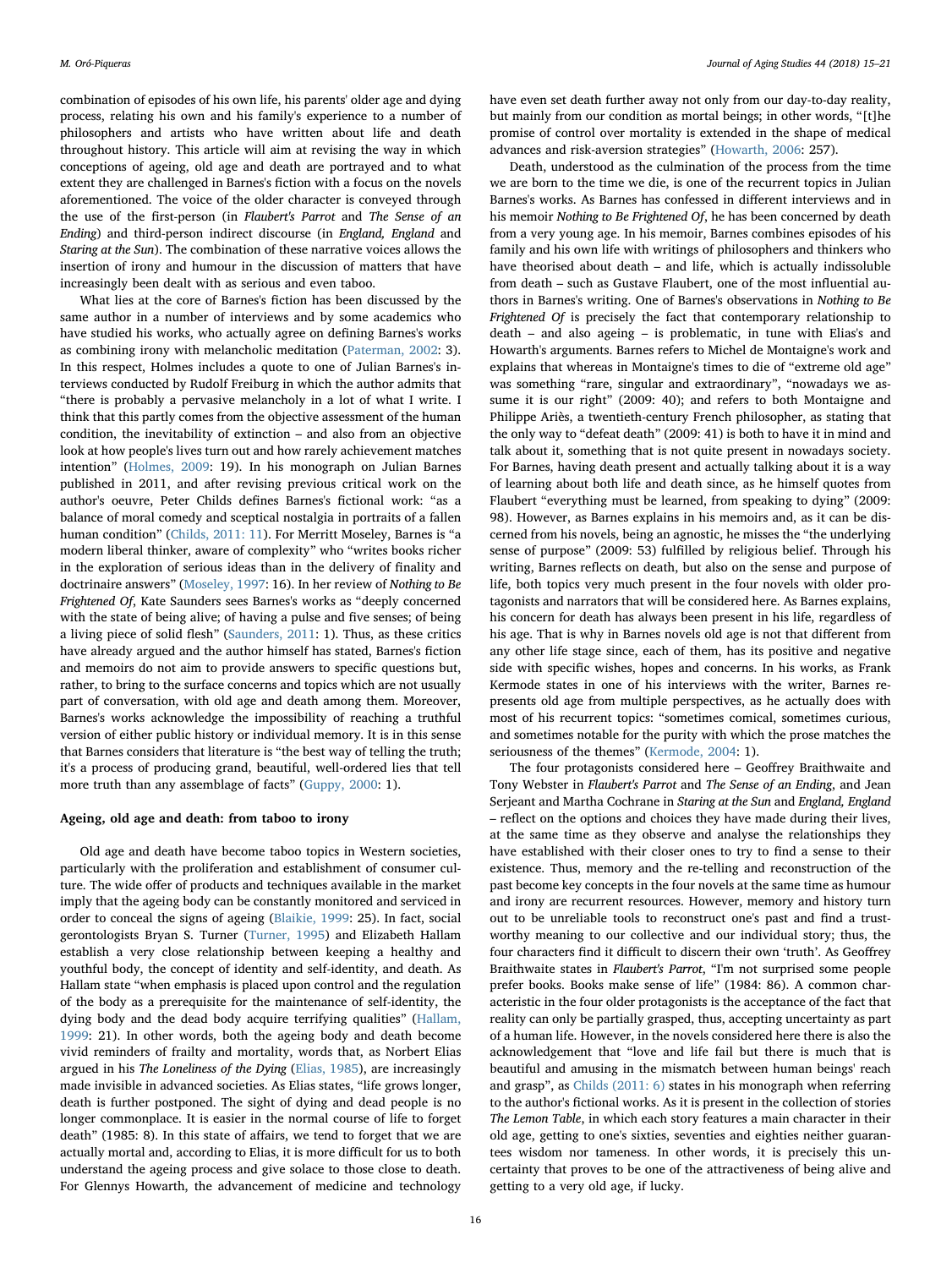combination of episodes of his own life, his parents' older age and dying process, relating his own and his family's experience to a number of philosophers and artists who have written about life and death throughout history. This article will aim at revising the way in which conceptions of ageing, old age and death are portrayed and to what extent they are challenged in Barnes's fiction with a focus on the novels aforementioned. The voice of the older character is conveyed through the use of the first-person (in *Flaubert's Parrot* and *The Sense of an Ending*) and third-person indirect discourse (in *England, England* and *Staring at the Sun*). The combination of these narrative voices allows the insertion of irony and humour in the discussion of matters that have increasingly been dealt with as serious and even taboo.

What lies at the core of Barnes's fiction has been discussed by the same author in a number of interviews and by some academics who have studied his works, who actually agree on defining Barnes's works as combining irony with melancholic meditation (Paterman, 2002: 3). In this respect, Holmes includes a quote to one of Julian Barnes's interviews conducted by Rudolf Freiburg in which the author admits that "there is probably a pervasive melancholy in a lot of what I write. I think that this partly comes from the objective assessment of the human condition, the inevitability of extinction – and also from an objective look at how people's lives turn out and how rarely achievement matches intention" (Holmes, 2009: 19). In his monograph on Julian Barnes published in 2011, and after revising previous critical work on the author's oeuvre, Peter Childs defines Barnes's fictional work: "as a balance of moral comedy and sceptical nostalgia in portraits of a fallen human condition" (Childs, 2011: 11). For Merritt Moseley, Barnes is "a modern liberal thinker, aware of complexity" who "writes books richer in the exploration of serious ideas than in the delivery of finality and doctrinaire answers" (Moseley, 1997: 16). In her review of *Nothing to Be Frightened Of*, Kate Saunders sees Barnes's works as "deeply concerned with the state of being alive; of having a pulse and five senses; of being a living piece of solid flesh" (Saunders, 2011: 1). Thus, as these critics have already argued and the author himself has stated, Barnes's fiction and memoirs do not aim to provide answers to specific questions but, rather, to bring to the surface concerns and topics which are not usually part of conversation, with old age and death among them. Moreover, Barnes's works acknowledge the impossibility of reaching a truthful version of either public history or individual memory. It is in this sense that Barnes considers that literature is "the best way of telling the truth; it's a process of producing grand, beautiful, well-ordered lies that tell more truth than any assemblage of facts" (Guppy, 2000: 1).

## Ageing, old age and death: from taboo to irony

Old age and death have become taboo topics in Western societies, particularly with the proliferation and establishment of consumer culture. The wide offer of products and techniques available in the market imply that the ageing body can be constantly monitored and serviced in order to conceal the signs of ageing (Blaikie, 1999: 25). In fact, social gerontologists Bryan S. Turner (Turner, 1995) and Elizabeth Hallam establish a very close relationship between keeping a healthy and youthful body, the concept of identity and self-identity, and death. As Hallam state "when emphasis is placed upon control and the regulation of the body as a prerequisite for the maintenance of self-identity, the dying body and the dead body acquire terrifying qualities" (Hallam, 1999: 21). In other words, both the ageing body and death become vivid reminders of frailty and mortality, words that, as Norbert Elias argued in his *The Loneliness of the Dying* (Elias, 1985), are increasingly made invisible in advanced societies. As Elias states, "life grows longer, death is further postponed. The sight of dying and dead people is no longer commonplace. It is easier in the normal course of life to forget death" (1985: 8). In this state of affairs, we tend to forget that we are actually mortal and, according to Elias, it is more difficult for us to both understand the ageing process and give solace to those close to death. For Glennys Howarth, the advancement of medicine and technology have even set death further away not only from our day-to-day reality, but mainly from our condition as mortal beings; in other words, "[t]he promise of control over mortality is extended in the shape of medical advances and risk-aversion strategies" (Howarth, 2006: 257).

Death, understood as the culmination of the process from the time we are born to the time we die, is one of the recurrent topics in Julian Barnes's works. As Barnes has confessed in different interviews and in his memoir *Nothing to Be Frightened Of*, he has been concerned by death from a very young age. In his memoir, Barnes combines episodes of his family and his own life with writings of philosophers and thinkers who have theorised about death – and life, which is actually indissoluble from death – such as Gustave Flaubert, one of the most influential authors in Barnes's writing. One of Barnes's observations in *Nothing to Be Frightened Of* is precisely the fact that contemporary relationship to death – and also ageing – is problematic, in tune with Elias's and Howarth's arguments. Barnes refers to Michel de Montaigne's work and explains that whereas in Montaigne's times to die of "extreme old age" was something "rare, singular and extraordinary", "nowadays we assume it is our right" (2009: 40); and refers to both Montaigne and Philippe Ariès, a twentieth-century French philosopher, as stating that the only way to "defeat death" (2009: 41) is both to have it in mind and talk about it, something that is not quite present in nowadays society. For Barnes, having death present and actually talking about it is a way of learning about both life and death since, as he himself quotes from Flaubert "everything must be learned, from speaking to dying" (2009: 98). However, as Barnes explains in his memoirs and, as it can be discerned from his novels, being an agnostic, he misses the "the underlying sense of purpose" (2009: 53) fulfilled by religious belief. Through his writing, Barnes reflects on death, but also on the sense and purpose of life, both topics very much present in the four novels with older protagonists and narrators that will be considered here. As Barnes explains, his concern for death has always been present in his life, regardless of his age. That is why in Barnes novels old age is not that different from any other life stage since, each of them, has its positive and negative side with specific wishes, hopes and concerns. In his works, as Frank Kermode states in one of his interviews with the writer, Barnes represents old age from multiple perspectives, as he actually does with most of his recurrent topics: "sometimes comical, sometimes curious, and sometimes notable for the purity with which the prose matches the seriousness of the themes" (Kermode, 2004: 1).

The four protagonists considered here – Geoffrey Braithwaite and Tony Webster in *Flaubert's Parrot* and *The Sense of an Ending*, and Jean Serjeant and Martha Cochrane in *Staring at the Sun* and *England, England* – reflect on the options and choices they have made during their lives, at the same time as they observe and analyse the relationships they have established with their closer ones to try to find a sense to their existence. Thus, memory and the re-telling and reconstruction of the past become key concepts in the four novels at the same time as humour and irony are recurrent resources. However, memory and history turn out to be unreliable tools to reconstruct one's past and find a trustworthy meaning to our collective and our individual story; thus, the four characters find it difficult to discern their own 'truth'. As Geoffrey Braithwaite states in *Flaubert's Parrot*, "I'm not surprised some people prefer books. Books make sense of life" (1984: 86). A common characteristic in the four older protagonists is the acceptance of the fact that reality can only be partially grasped, thus, accepting uncertainty as part of a human life. However, in the novels considered here there is also the acknowledgement that "love and life fail but there is much that is beautiful and amusing in the mismatch between human beings' reach and grasp", as Childs (2011: 6) states in his monograph when referring to the author's fictional works. As it is present in the collection of stories *The Lemon Table*, in which each story features a main character in their old age, getting to one's sixties, seventies and eighties neither guarantees wisdom nor tameness. In other words, it is precisely this uncertainty that proves to be one of the attractiveness of being alive and getting to a very old age, if lucky.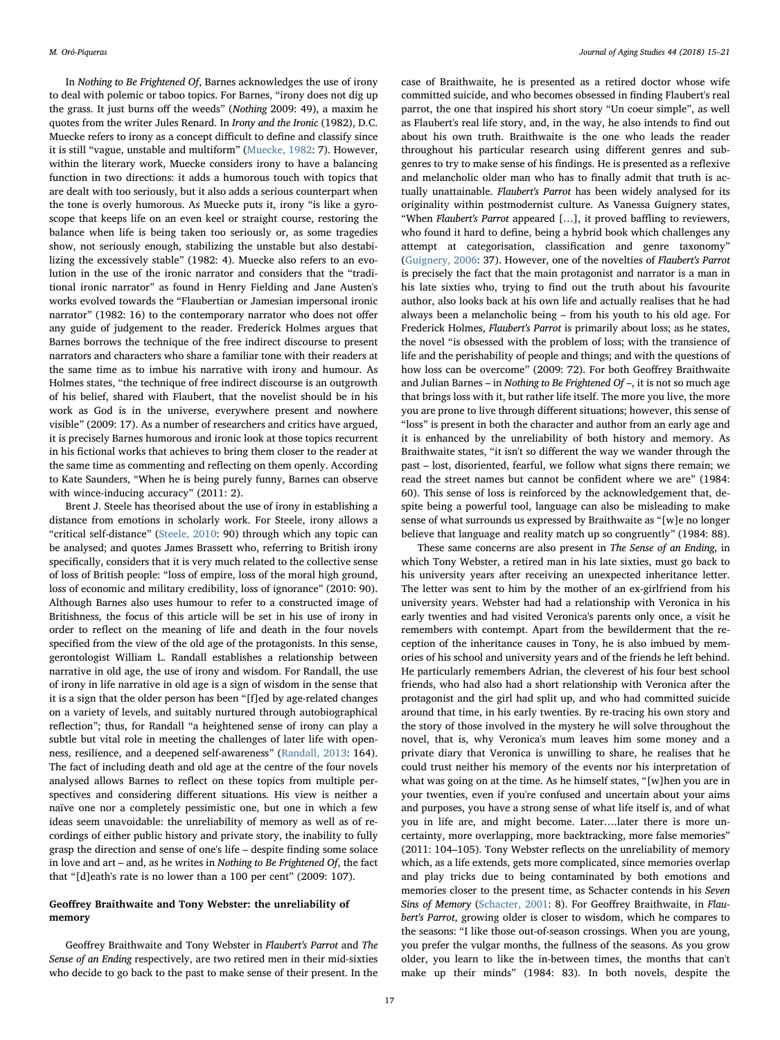In *Nothing to Be Frightened Of*, Barnes acknowledges the use of irony to deal with polemic or taboo topics. For Barnes, "irony does not dig up the grass. It just burns off the weeds" (*Nothing* 2009: 49), a maxim he quotes from the writer Jules Renard. In *Irony and the Ironic* (1982), D.C. Muecke refers to irony as a concept difficult to define and classify since it is still "vague, unstable and multiform" (Muecke, 1982: 7). However, within the literary work, Muecke considers irony to have a balancing function in two directions: it adds a humorous touch with topics that are dealt with too seriously, but it also adds a serious counterpart when the tone is overly humorous. As Muecke puts it, irony "is like a gyroscope that keeps life on an even keel or straight course, restoring the balance when life is being taken too seriously or, as some tragedies show, not seriously enough, stabilizing the unstable but also destabilizing the excessively stable" (1982: 4). Muecke also refers to an evolution in the use of the ironic narrator and considers that the "traditional ironic narrator" as found in Henry Fielding and Jane Austen's works evolved towards the "Flaubertian or Jamesian impersonal ironic narrator" (1982: 16) to the contemporary narrator who does not offer any guide of judgement to the reader. Frederick Holmes argues that Barnes borrows the technique of the free indirect discourse to present narrators and characters who share a familiar tone with their readers at the same time as to imbue his narrative with irony and humour. As Holmes states, "the technique of free indirect discourse is an outgrowth of his belief, shared with Flaubert, that the novelist should be in his work as God is in the universe, everywhere present and nowhere visible" (2009: 17). As a number of researchers and critics have argued, it is precisely Barnes humorous and ironic look at those topics recurrent in his fictional works that achieves to bring them closer to the reader at the same time as commenting and reflecting on them openly. According to Kate Saunders, "When he is being purely funny, Barnes can observe with wince-inducing accuracy" (2011: 2).

Brent J. Steele has theorised about the use of irony in establishing a distance from emotions in scholarly work. For Steele, irony allows a "critical self-distance" (Steele, 2010: 90) through which any topic can be analysed; and quotes James Brassett who, referring to British irony specifically, considers that it is very much related to the collective sense of loss of British people: "loss of empire, loss of the moral high ground, loss of economic and military credibility, loss of ignorance" (2010: 90). Although Barnes also uses humour to refer to a constructed image of Britishness, the focus of this article will be set in his use of irony in order to reflect on the meaning of life and death in the four novels specified from the view of the old age of the protagonists. In this sense, gerontologist William L. Randall establishes a relationship between narrative in old age, the use of irony and wisdom. For Randall, the use of irony in life narrative in old age is a sign of wisdom in the sense that it is a sign that the older person has been "[f]ed by age-related changes on a variety of levels, and suitably nurtured through autobiographical reflection"; thus, for Randall "a heightened sense of irony can play a subtle but vital role in meeting the challenges of later life with openness, resilience, and a deepened self-awareness" (Randall, 2013: 164). The fact of including death and old age at the centre of the four novels analysed allows Barnes to reflect on these topics from multiple perspectives and considering different situations. His view is neither a naïve one nor a completely pessimistic one, but one in which a few ideas seem unavoidable: the unreliability of memory as well as of recordings of either public history and private story, the inability to fully grasp the direction and sense of one's life – despite finding some solace in love and art – and, as he writes in *Nothing to Be Frightened Of*, the fact that "[d]eath's rate is no lower than a 100 per cent" (2009: 107).

## Geoffrey Braithwaite and Tony Webster: the unreliability of memory

Geoffrey Braithwaite and Tony Webster in *Flaubert's Parrot* and *The Sense of an Ending* respectively, are two retired men in their mid-sixties who decide to go back to the past to make sense of their present. In the case of Braithwaite, he is presented as a retired doctor whose wife committed suicide, and who becomes obsessed in finding Flaubert's real parrot, the one that inspired his short story "Un coeur simple", as well as Flaubert's real life story, and, in the way, he also intends to find out about his own truth. Braithwaite is the one who leads the reader throughout his particular research using different genres and subgenres to try to make sense of his findings. He is presented as a reflexive and melancholic older man who has to finally admit that truth is actually unattainable. *Flaubert's Parrot* has been widely analysed for its originality within postmodernist culture. As Vanessa Guignery states, "When *Flaubert's Parrot* appeared […], it proved baffling to reviewers, who found it hard to define, being a hybrid book which challenges any attempt at categorisation, classification and genre taxonomy" (Guignery, 2006: 37). However, one of the novelties of *Flaubert's Parrot* is precisely the fact that the main protagonist and narrator is a man in his late sixties who, trying to find out the truth about his favourite author, also looks back at his own life and actually realises that he had always been a melancholic being – from his youth to his old age. For Frederick Holmes, *Flaubert's Parrot* is primarily about loss; as he states, the novel "is obsessed with the problem of loss; with the transience of life and the perishability of people and things; and with the questions of how loss can be overcome" (2009: 72). For both Geoffrey Braithwaite and Julian Barnes – in *Nothing to Be Frightened Of* –, it is not so much age that brings loss with it, but rather life itself. The more you live, the more you are prone to live through different situations; however, this sense of "loss" is present in both the character and author from an early age and it is enhanced by the unreliability of both history and memory. As Braithwaite states, "it isn't so different the way we wander through the past – lost, disoriented, fearful, we follow what signs there remain; we read the street names but cannot be confident where we are" (1984: 60). This sense of loss is reinforced by the acknowledgement that, despite being a powerful tool, language can also be misleading to make sense of what surrounds us expressed by Braithwaite as "[w]e no longer believe that language and reality match up so congruently" (1984: 88).

These same concerns are also present in *The Sense of an Ending*, in which Tony Webster, a retired man in his late sixties, must go back to his university years after receiving an unexpected inheritance letter. The letter was sent to him by the mother of an ex-girlfriend from his university years. Webster had had a relationship with Veronica in his early twenties and had visited Veronica's parents only once, a visit he remembers with contempt. Apart from the bewilderment that the reception of the inheritance causes in Tony, he is also imbued by memories of his school and university years and of the friends he left behind. He particularly remembers Adrian, the cleverest of his four best school friends, who had also had a short relationship with Veronica after the protagonist and the girl had split up, and who had committed suicide around that time, in his early twenties. By re-tracing his own story and the story of those involved in the mystery he will solve throughout the novel, that is, why Veronica's mum leaves him some money and a private diary that Veronica is unwilling to share, he realises that he could trust neither his memory of the events nor his interpretation of what was going on at the time. As he himself states, "[w]hen you are in your twenties, even if you're confused and uncertain about your aims and purposes, you have a strong sense of what life itself is, and of what you in life are, and might become. Later….later there is more uncertainty, more overlapping, more backtracking, more false memories" (2011: 104–105). Tony Webster reflects on the unreliability of memory which, as a life extends, gets more complicated, since memories overlap and play tricks due to being contaminated by both emotions and memories closer to the present time, as Schacter contends in his *Seven Sins of Memory* (Schacter, 2001: 8). For Geoffrey Braithwaite, in *Flaubert's Parrot*, growing older is closer to wisdom, which he compares to the seasons: "I like those out-of-season crossings. When you are young, you prefer the vulgar months, the fullness of the seasons. As you grow older, you learn to like the in-between times, the months that can't make up their minds" (1984: 83). In both novels, despite the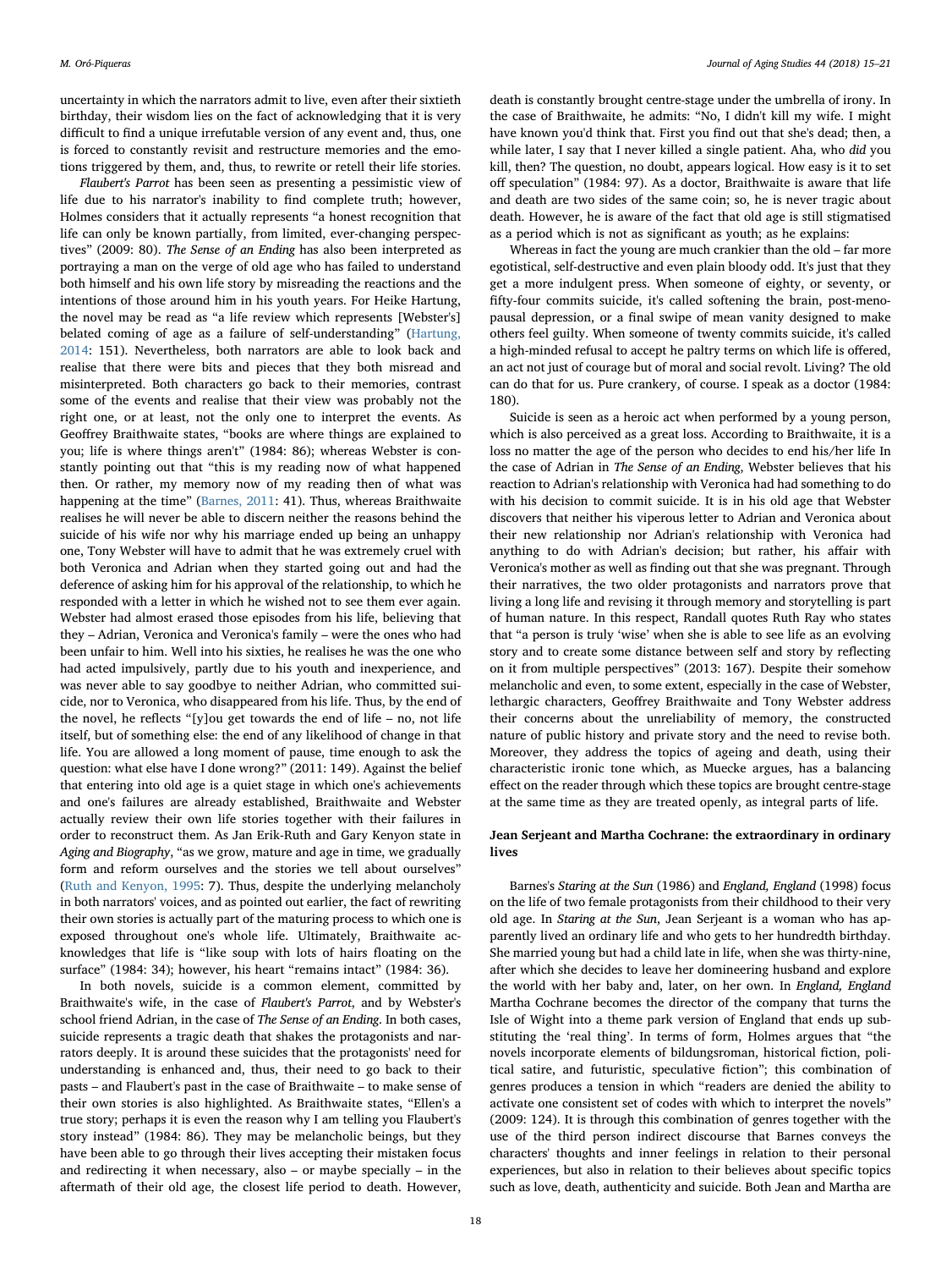uncertainty in which the narrators admit to live, even after their sixtieth birthday, their wisdom lies on the fact of acknowledging that it is very difficult to find a unique irrefutable version of any event and, thus, one is forced to constantly revisit and restructure memories and the emotions triggered by them, and, thus, to rewrite or retell their life stories.

*Flaubert's Parrot* has been seen as presenting a pessimistic view of life due to his narrator's inability to find complete truth; however, Holmes considers that it actually represents "a honest recognition that life can only be known partially, from limited, ever-changing perspectives" (2009: 80). *The Sense of an Ending* has also been interpreted as portraying a man on the verge of old age who has failed to understand both himself and his own life story by misreading the reactions and the intentions of those around him in his youth years. For Heike Hartung, the novel may be read as "a life review which represents [Webster's] belated coming of age as a failure of self-understanding" (Hartung, 2014: 151). Nevertheless, both narrators are able to look back and realise that there were bits and pieces that they both misread and misinterpreted. Both characters go back to their memories, contrast some of the events and realise that their view was probably not the right one, or at least, not the only one to interpret the events. As Geoffrey Braithwaite states, "books are where things are explained to you; life is where things aren't" (1984: 86); whereas Webster is constantly pointing out that "this is my reading now of what happened then. Or rather, my memory now of my reading then of what was happening at the time" (Barnes, 2011: 41). Thus, whereas Braithwaite realises he will never be able to discern neither the reasons behind the suicide of his wife nor why his marriage ended up being an unhappy one, Tony Webster will have to admit that he was extremely cruel with both Veronica and Adrian when they started going out and had the deference of asking him for his approval of the relationship, to which he responded with a letter in which he wished not to see them ever again. Webster had almost erased those episodes from his life, believing that they – Adrian, Veronica and Veronica's family – were the ones who had been unfair to him. Well into his sixties, he realises he was the one who had acted impulsively, partly due to his youth and inexperience, and was never able to say goodbye to neither Adrian, who committed suicide, nor to Veronica, who disappeared from his life. Thus, by the end of the novel, he reflects "[y]ou get towards the end of life – no, not life itself, but of something else: the end of any likelihood of change in that life. You are allowed a long moment of pause, time enough to ask the question: what else have I done wrong?" (2011: 149). Against the belief that entering into old age is a quiet stage in which one's achievements and one's failures are already established, Braithwaite and Webster actually review their own life stories together with their failures in order to reconstruct them. As Jan Erik-Ruth and Gary Kenyon state in *Aging and Biography*, "as we grow, mature and age in time, we gradually form and reform ourselves and the stories we tell about ourselves" (Ruth and Kenyon, 1995: 7). Thus, despite the underlying melancholy in both narrators' voices, and as pointed out earlier, the fact of rewriting their own stories is actually part of the maturing process to which one is exposed throughout one's whole life. Ultimately, Braithwaite acknowledges that life is "like soup with lots of hairs floating on the surface" (1984: 34); however, his heart "remains intact" (1984: 36).

In both novels, suicide is a common element, committed by Braithwaite's wife, in the case of *Flaubert's Parrot*, and by Webster's school friend Adrian, in the case of *The Sense of an Ending*. In both cases, suicide represents a tragic death that shakes the protagonists and narrators deeply. It is around these suicides that the protagonists' need for understanding is enhanced and, thus, their need to go back to their pasts – and Flaubert's past in the case of Braithwaite – to make sense of their own stories is also highlighted. As Braithwaite states, "Ellen's a true story; perhaps it is even the reason why I am telling you Flaubert's story instead" (1984: 86). They may be melancholic beings, but they have been able to go through their lives accepting their mistaken focus and redirecting it when necessary, also – or maybe specially – in the aftermath of their old age, the closest life period to death. However, death is constantly brought centre-stage under the umbrella of irony. In the case of Braithwaite, he admits: "No, I didn't kill my wife. I might have known you'd think that. First you find out that she's dead; then, a while later, I say that I never killed a single patient. Aha, who *did* you kill, then? The question, no doubt, appears logical. How easy is it to set off speculation" (1984: 97). As a doctor, Braithwaite is aware that life and death are two sides of the same coin; so, he is never tragic about death. However, he is aware of the fact that old age is still stigmatised as a period which is not as significant as youth; as he explains:

Whereas in fact the young are much crankier than the old – far more egotistical, self-destructive and even plain bloody odd. It's just that they get a more indulgent press. When someone of eighty, or seventy, or fifty-four commits suicide, it's called softening the brain, post-menopausal depression, or a final swipe of mean vanity designed to make others feel guilty. When someone of twenty commits suicide, it's called a high-minded refusal to accept he paltry terms on which life is offered, an act not just of courage but of moral and social revolt. Living? The old can do that for us. Pure crankery, of course. I speak as a doctor (1984: 180).

Suicide is seen as a heroic act when performed by a young person, which is also perceived as a great loss. According to Braithwaite, it is a loss no matter the age of the person who decides to end his/her life In the case of Adrian in *The Sense of an Ending*, Webster believes that his reaction to Adrian's relationship with Veronica had had something to do with his decision to commit suicide. It is in his old age that Webster discovers that neither his viperous letter to Adrian and Veronica about their new relationship nor Adrian's relationship with Veronica had anything to do with Adrian's decision; but rather, his affair with Veronica's mother as well as finding out that she was pregnant. Through their narratives, the two older protagonists and narrators prove that living a long life and revising it through memory and storytelling is part of human nature. In this respect, Randall quotes Ruth Ray who states that "a person is truly 'wise' when she is able to see life as an evolving story and to create some distance between self and story by reflecting on it from multiple perspectives" (2013: 167). Despite their somehow melancholic and even, to some extent, especially in the case of Webster, lethargic characters, Geoffrey Braithwaite and Tony Webster address their concerns about the unreliability of memory, the constructed nature of public history and private story and the need to revise both. Moreover, they address the topics of ageing and death, using their characteristic ironic tone which, as Muecke argues, has a balancing effect on the reader through which these topics are brought centre-stage at the same time as they are treated openly, as integral parts of life.

## Jean Serjeant and Martha Cochrane: the extraordinary in ordinary lives

Barnes's *Staring at the Sun* (1986) and *England, England* (1998) focus on the life of two female protagonists from their childhood to their very old age. In *Staring at the Sun*, Jean Serjeant is a woman who has apparently lived an ordinary life and who gets to her hundredth birthday. She married young but had a child late in life, when she was thirty-nine, after which she decides to leave her domineering husband and explore the world with her baby and, later, on her own. In *England, England* Martha Cochrane becomes the director of the company that turns the Isle of Wight into a theme park version of England that ends up substituting the 'real thing'. In terms of form, Holmes argues that "the novels incorporate elements of bildungsroman, historical fiction, political satire, and futuristic, speculative fiction"; this combination of genres produces a tension in which "readers are denied the ability to activate one consistent set of codes with which to interpret the novels" (2009: 124). It is through this combination of genres together with the use of the third person indirect discourse that Barnes conveys the characters' thoughts and inner feelings in relation to their personal experiences, but also in relation to their believes about specific topics such as love, death, authenticity and suicide. Both Jean and Martha are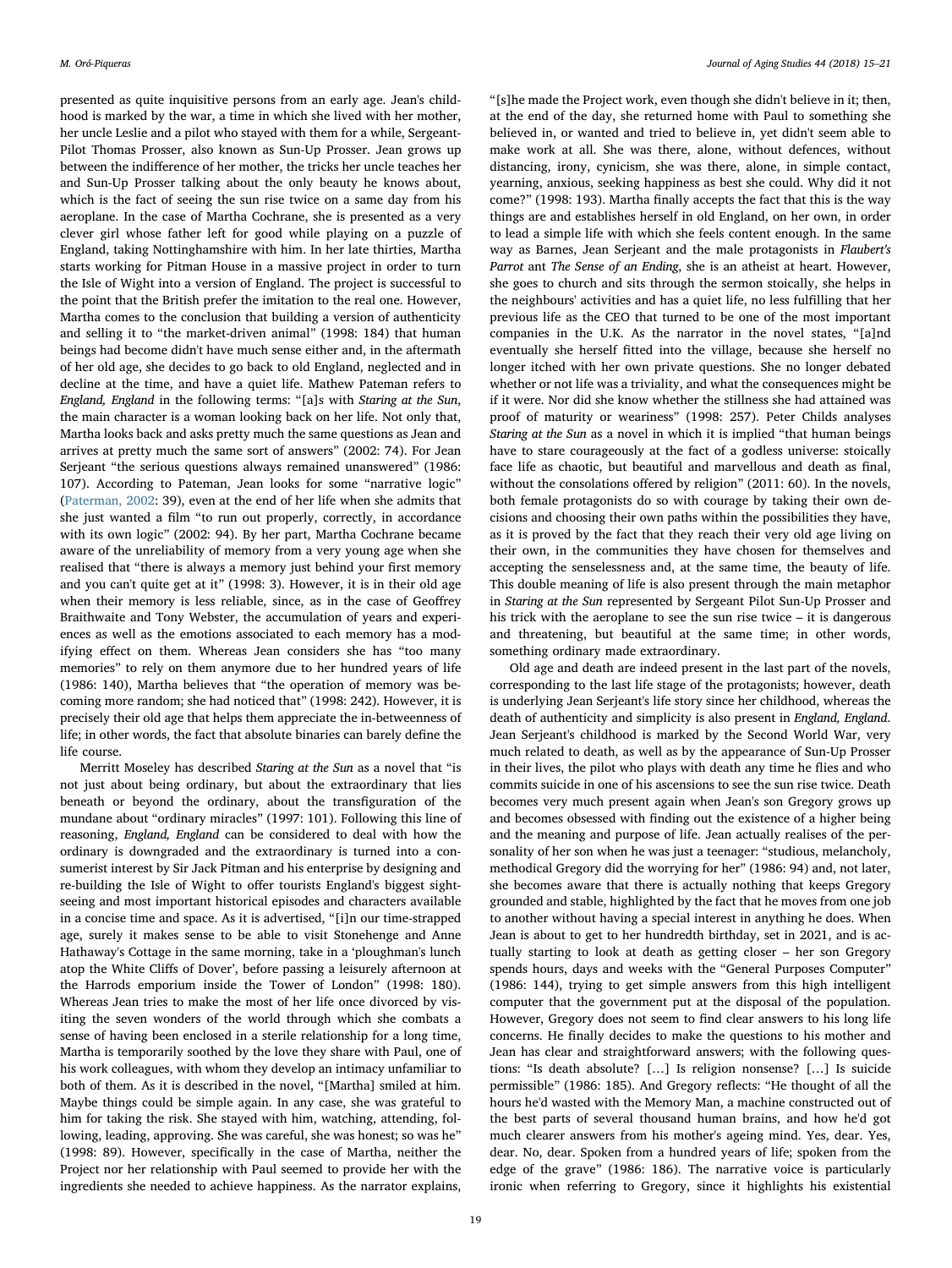presented as quite inquisitive persons from an early age. Jean's childhood is marked by the war, a time in which she lived with her mother, her uncle Leslie and a pilot who stayed with them for a while, Sergeant-Pilot Thomas Prosser, also known as Sun-Up Prosser. Jean grows up between the indifference of her mother, the tricks her uncle teaches her and Sun-Up Prosser talking about the only beauty he knows about, which is the fact of seeing the sun rise twice on a same day from his aeroplane. In the case of Martha Cochrane, she is presented as a very clever girl whose father left for good while playing on a puzzle of England, taking Nottinghamshire with him. In her late thirties, Martha starts working for Pitman House in a massive project in order to turn the Isle of Wight into a version of England. The project is successful to the point that the British prefer the imitation to the real one. However, Martha comes to the conclusion that building a version of authenticity and selling it to "the market-driven animal" (1998: 184) that human beings had become didn't have much sense either and, in the aftermath of her old age, she decides to go back to old England, neglected and in decline at the time, and have a quiet life. Mathew Pateman refers to *England, England* in the following terms: "[a]s with *Staring at the Sun*, the main character is a woman looking back on her life. Not only that, Martha looks back and asks pretty much the same questions as Jean and arrives at pretty much the same sort of answers" (2002: 74). For Jean Serjeant "the serious questions always remained unanswered" (1986: 107). According to Pateman, Jean looks for some "narrative logic" (Paterman, 2002: 39), even at the end of her life when she admits that she just wanted a film "to run out properly, correctly, in accordance with its own logic" (2002: 94). By her part, Martha Cochrane became aware of the unreliability of memory from a very young age when she realised that "there is always a memory just behind your first memory and you can't quite get at it" (1998: 3). However, it is in their old age when their memory is less reliable, since, as in the case of Geoffrey Braithwaite and Tony Webster, the accumulation of years and experiences as well as the emotions associated to each memory has a modifying effect on them. Whereas Jean considers she has "too many memories" to rely on them anymore due to her hundred years of life (1986: 140), Martha believes that "the operation of memory was becoming more random; she had noticed that" (1998: 242). However, it is precisely their old age that helps them appreciate the in-betweenness of life; in other words, the fact that absolute binaries can barely define the life course.

Merritt Moseley has described *Staring at the Sun* as a novel that "is not just about being ordinary, but about the extraordinary that lies beneath or beyond the ordinary, about the transfiguration of the mundane about "ordinary miracles" (1997: 101). Following this line of reasoning, *England, England* can be considered to deal with how the ordinary is downgraded and the extraordinary is turned into a consumerist interest by Sir Jack Pitman and his enterprise by designing and re-building the Isle of Wight to offer tourists England's biggest sightseeing and most important historical episodes and characters available in a concise time and space. As it is advertised, "[i]n our time-strapped age, surely it makes sense to be able to visit Stonehenge and Anne Hathaway's Cottage in the same morning, take in a 'ploughman's lunch atop the White Cliffs of Dover', before passing a leisurely afternoon at the Harrods emporium inside the Tower of London" (1998: 180). Whereas Jean tries to make the most of her life once divorced by visiting the seven wonders of the world through which she combats a sense of having been enclosed in a sterile relationship for a long time, Martha is temporarily soothed by the love they share with Paul, one of his work colleagues, with whom they develop an intimacy unfamiliar to both of them. As it is described in the novel, "[Martha] smiled at him. Maybe things could be simple again. In any case, she was grateful to him for taking the risk. She stayed with him, watching, attending, following, leading, approving. She was careful, she was honest; so was he" (1998: 89). However, specifically in the case of Martha, neither the Project nor her relationship with Paul seemed to provide her with the ingredients she needed to achieve happiness. As the narrator explains, "[s]he made the Project work, even though she didn't believe in it; then, at the end of the day, she returned home with Paul to something she believed in, or wanted and tried to believe in, yet didn't seem able to make work at all. She was there, alone, without defences, without distancing, irony, cynicism, she was there, alone, in simple contact, yearning, anxious, seeking happiness as best she could. Why did it not come?" (1998: 193). Martha finally accepts the fact that this is the way things are and establishes herself in old England, on her own, in order to lead a simple life with which she feels content enough. In the same way as Barnes, Jean Serjeant and the male protagonists in *Flaubert's Parrot* ant *The Sense of an Ending*, she is an atheist at heart. However, she goes to church and sits through the sermon stoically, she helps in the neighbours' activities and has a quiet life, no less fulfilling that her previous life as the CEO that turned to be one of the most important companies in the U.K. As the narrator in the novel states, "[a]nd eventually she herself fitted into the village, because she herself no longer itched with her own private questions. She no longer debated whether or not life was a triviality, and what the consequences might be if it were. Nor did she know whether the stillness she had attained was proof of maturity or weariness" (1998: 257). Peter Childs analyses *Staring at the Sun* as a novel in which it is implied "that human beings have to stare courageously at the fact of a godless universe: stoically face life as chaotic, but beautiful and marvellous and death as final, without the consolations offered by religion" (2011: 60). In the novels, both female protagonists do so with courage by taking their own decisions and choosing their own paths within the possibilities they have, as it is proved by the fact that they reach their very old age living on their own, in the communities they have chosen for themselves and accepting the senselessness and, at the same time, the beauty of life. This double meaning of life is also present through the main metaphor in *Staring at the Sun* represented by Sergeant Pilot Sun-Up Prosser and his trick with the aeroplane to see the sun rise twice – it is dangerous and threatening, but beautiful at the same time; in other words, something ordinary made extraordinary.

Old age and death are indeed present in the last part of the novels, corresponding to the last life stage of the protagonists; however, death is underlying Jean Serjeant's life story since her childhood, whereas the death of authenticity and simplicity is also present in *England, England*. Jean Serjeant's childhood is marked by the Second World War, very much related to death, as well as by the appearance of Sun-Up Prosser in their lives, the pilot who plays with death any time he flies and who commits suicide in one of his ascensions to see the sun rise twice. Death becomes very much present again when Jean's son Gregory grows up and becomes obsessed with finding out the existence of a higher being and the meaning and purpose of life. Jean actually realises of the personality of her son when he was just a teenager: "studious, melancholy, methodical Gregory did the worrying for her" (1986: 94) and, not later, she becomes aware that there is actually nothing that keeps Gregory grounded and stable, highlighted by the fact that he moves from one job to another without having a special interest in anything he does. When Jean is about to get to her hundredth birthday, set in 2021, and is actually starting to look at death as getting closer – her son Gregory spends hours, days and weeks with the "General Purposes Computer" (1986: 144), trying to get simple answers from this high intelligent computer that the government put at the disposal of the population. However, Gregory does not seem to find clear answers to his long life concerns. He finally decides to make the questions to his mother and Jean has clear and straightforward answers; with the following questions: "Is death absolute? […] Is religion nonsense? […] Is suicide permissible" (1986: 185). And Gregory reflects: "He thought of all the hours he'd wasted with the Memory Man, a machine constructed out of the best parts of several thousand human brains, and how he'd got much clearer answers from his mother's ageing mind. Yes, dear. Yes, dear. No, dear. Spoken from a hundred years of life; spoken from the edge of the grave" (1986: 186). The narrative voice is particularly ironic when referring to Gregory, since it highlights his existential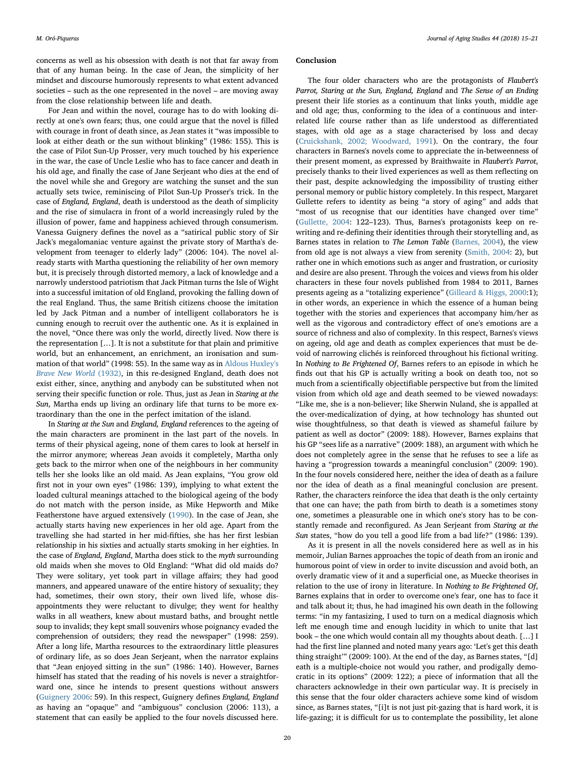concerns as well as his obsession with death is not that far away from that of any human being. In the case of Jean, the simplicity of her mindset and discourse humorously represents to what extent advanced societies – such as the one represented in the novel – are moving away from the close relationship between life and death.

For Jean and within the novel, courage has to do with looking directly at one's own fears; thus, one could argue that the novel is filled with courage in front of death since, as Jean states it "was impossible to look at either death or the sun without blinking" (1986: 155). This is the case of Pilot Sun-Up Prosser, very much touched by his experience in the war, the case of Uncle Leslie who has to face cancer and death in his old age, and finally the case of Jane Serjeant who dies at the end of the novel while she and Gregory are watching the sunset and the sun actually sets twice, reminiscing of Pilot Sun-Up Prosser's trick. In the case of *England, England*, death is understood as the death of simplicity and the rise of simulacra in front of a world increasingly ruled by the illusion of power, fame and happiness achieved through consumerism. Vanessa Guignery defines the novel as a "satirical public story of Sir Jack's megalomaniac venture against the private story of Martha's development from teenager to elderly lady" (2006: 104). The novel already starts with Martha questioning the reliability of her own memory but, it is precisely through distorted memory, a lack of knowledge and a narrowly understood patriotism that Jack Pitman turns the Isle of Wight into a successful imitation of old England, provoking the falling down of the real England. Thus, the same British citizens choose the imitation led by Jack Pitman and a number of intelligent collaborators he is cunning enough to recruit over the authentic one. As it is explained in the novel, "Once there was only the world, directly lived. Now there is the representation […]. It is not a substitute for that plain and primitive world, but an enhancement, an enrichment, an ironisation and summation of that world" (1998: 55). In the same way as in Aldous Huxley's *Brave New World* (1932), in this re-designed England, death does not exist either, since, anything and anybody can be substituted when not serving their specific function or role. Thus, just as Jean in *Staring at the Sun*, Martha ends up living an ordinary life that turns to be more extraordinary than the one in the perfect imitation of the island.

In *Staring at the Sun* and *England, England* references to the ageing of the main characters are prominent in the last part of the novels. In terms of their physical ageing, none of them cares to look at herself in the mirror anymore; whereas Jean avoids it completely, Martha only gets back to the mirror when one of the neighbours in her community tells her she looks like an old maid. As Jean explains, "You grow old first not in your own eyes" (1986: 139), implying to what extent the loaded cultural meanings attached to the biological ageing of the body do not match with the person inside, as Mike Hepworth and Mike Featherstone have argued extensively (1990). In the case of Jean, she actually starts having new experiences in her old age. Apart from the travelling she had started in her mid-fifties, she has her first lesbian relationship in his sixties and actually starts smoking in her eighties. In the case of *England, England*, Martha does stick to the *myth* surrounding old maids when she moves to Old England: "What did old maids do? They were solitary, yet took part in village affairs; they had good manners, and appeared unaware of the entire history of sexuality; they had, sometimes, their own story, their own lived life, whose disappointments they were reluctant to divulge; they went for healthy walks in all weathers, knew about mustard baths, and brought nettle soup to invalids; they kept small souvenirs whose poignancy evaded the comprehension of outsiders; they read the newspaper" (1998: 259). After a long life, Martha resources to the extraordinary little pleasures of ordinary life, as so does Jean Serjeant, when the narrator explains that "Jean enjoyed sitting in the sun" (1986: 140). However, Barnes himself has stated that the reading of his novels is never a straightforward one, since he intends to present questions without answers (Guignery 2006: 59). In this respect, Guignery defines *England, England* as having an "opaque" and "ambiguous" conclusion (2006: 113), a statement that can easily be applied to the four novels discussed here.

## Conclusion

The four older characters who are the protagonists of *Flaubert's Parrot, Staring at the Sun, England, England* and *The Sense of an Ending* present their life stories as a continuum that links youth, middle age and old age; thus, conforming to the idea of a continuous and interrelated life course rather than as life understood as differentiated stages, with old age as a stage characterised by loss and decay (Cruickshank, 2002; Woodward, 1991). On the contrary, the four characters in Barnes's novels come to appreciate the in-betweenness of their present moment, as expressed by Braithwaite in *Flaubert's Parrot*, precisely thanks to their lived experiences as well as them reflecting on their past, despite acknowledging the impossibility of trusting either personal memory or public history completely. In this respect, Margaret Gullette refers to identity as being "a story of aging" and adds that "most of us recognise that our identities have changed over time" (Gullette, 2004: 122–123). Thus, Barnes's protagonists keep on rewriting and re-defining their identities through their storytelling and, as Barnes states in relation to *The Lemon Table* (Barnes, 2004), the view from old age is not always a view from serenity (Smith, 2004: 2), but rather one in which emotions such as anger and frustration, or curiosity and desire are also present. Through the voices and views from his older characters in these four novels published from 1984 to 2011, Barnes presents ageing as a "totalizing experience" (Gilleard & Higgs, 2000:1); in other words, an experience in which the essence of a human being together with the stories and experiences that accompany him/her as well as the vigorous and contradictory effect of one's emotions are a source of richness and also of complexity. In this respect, Barnes's views on ageing, old age and death as complex experiences that must be devoid of narrowing clichés is reinforced throughout his fictional writing. In *Nothing to Be Frightened Of*, Barnes refers to an episode in which he finds out that his GP is actually writing a book on death too, not so much from a scientifically objectifiable perspective but from the limited vision from which old age and death seemed to be viewed nowadays: "Like me, she is a non-believer; like Sherwin Nuland, she is appalled at the over-medicalization of dying, at how technology has shunted out wise thoughtfulness, so that death is viewed as shameful failure by patient as well as doctor" (2009: 188). However, Barnes explains that his GP "sees life as a narrative" (2009: 188), an argument with which he does not completely agree in the sense that he refuses to see a life as having a "progression towards a meaningful conclusion" (2009: 190). In the four novels considered here, neither the idea of death as a failure nor the idea of death as a final meaningful conclusion are present. Rather, the characters reinforce the idea that death is the only certainty that one can have; the path from birth to death is a sometimes stony one, sometimes a pleasurable one in which one's story has to be constantly remade and reconfigured. As Jean Serjeant from *Staring at the Sun* states, "how do you tell a good life from a bad life?" (1986: 139).

As it is present in all the novels considered here as well as in his memoir, Julian Barnes approaches the topic of death from an ironic and humorous point of view in order to invite discussion and avoid both, an overly dramatic view of it and a superficial one, as Muecke theorises in relation to the use of irony in literature. In *Nothing to Be Frightened Of*, Barnes explains that in order to overcome one's fear, one has to face it and talk about it; thus, he had imagined his own death in the following terms: "in my fantasizing, I used to turn on a medical diagnosis which left me enough time and enough lucidity in which to unite that last book – the one which would contain all my thoughts about death. […] I had the first line planned and noted many years ago: 'Let's get this death thing straight'" (2009: 100). At the end of the day, as Barnes states, "[d]eath is a multiple-choice not would you rather, and prodigally democratic in its options" (2009: 122); a piece of information that all the characters acknowledge in their own particular way. It is precisely in this sense that the four older characters achieve some kind of wisdom since, as Barnes states, "[i]t is not just pit-gazing that is hard work, it is life-gazing; it is difficult for us to contemplate the possibility, let alone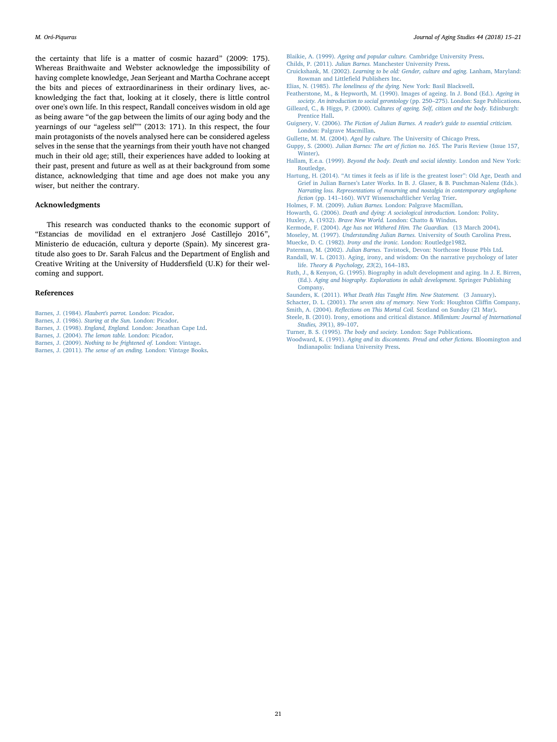the certainty that life is a matter of cosmic hazard" (2009: 175). Whereas Braithwaite and Webster acknowledge the impossibility of having complete knowledge, Jean Serjeant and Martha Cochrane accept the bits and pieces of extraordinariness in their ordinary lives, acknowledging the fact that, looking at it closely, there is little control over one's own life. In this respect, Randall conceives wisdom in old age as being aware "of the gap between the limits of our aging body and the yearnings of our "ageless self"" (2013: 171). In this respect, the four main protagonists of the novels analysed here can be considered ageless selves in the sense that the yearnings from their youth have not changed much in their old age; still, their experiences have added to looking at their past, present and future as well as at their background from some distance, acknowledging that time and age does not make you any wiser, but neither the contrary.

## Acknowledgments

This research was conducted thanks to the economic support of "Estancias de movilidad en el extranjero José Castillejo 2016", Ministerio de educación, cultura y deporte (Spain). My sincerest gratitude also goes to Dr. Sarah Falcus and the Department of English and Creative Writing at the University of Huddersfield (U.K) for their welcoming and support.

## References

Barnes, J. (1984). *Flaubert's parrot.* London: Picador.
Barnes, J. (1986). *Staring at the Sun.* London: Picador.
Barnes, J. (1998). *England, England.* London: Jonathan Cape Ltd.
Barnes, J. (2004). *The lemon table.* London: Picador.
Barnes, J. (2009). *Nothing to be frightened of.* London: Vintage.
Barnes, J. (2011). *The sense of an ending.* London: Vintage Books.
Blaikie, A. (1999). *Ageing and popular culture.* Cambridge University Press.
Childs, P. (2011). *Julian Barnes.* Manchester University Press.
Cruickshank, M. (2002). *Learning to be old: Gender, culture and aging.* Lanham, Maryland: Rowman and Littlefield Publishers Inc.
Elias, N. (1985). *The loneliness of the dying.* New York: Basil Blackwell.
Featherstone, M., & Hepworth, M. (1990). Images of ageing. In J. Bond (Ed.). *Ageing in society. An introduction to social gerontology* (pp. 250–275). London: Sage Publications.
Gilleard, C., & Higgs, P. (2000). *Cultures of ageing. Self, citizen and the body.* Edinburgh: Prentice Hall.
Guignery, V. (2006). *The Fiction of Julian Barnes. A reader's guide to essential criticism.* London: Palgrave Macmillan.
Gullette, M. M. (2004). *Aged by culture.* The University of Chicago Press.
Guppy, S. (2000). *Julian Barnes: The art of fiction no. 165.* The Paris Review (Issue 157, Winter).
Hallam, E.e.a. (1999). *Beyond the body. Death and social identity.* London and New York: Routledge.
Hartung, H. (2014). "At times it feels as if life is the greatest loser": Old Age, Death and Grief in Julian Barnes's Later Works. In B. J. Glaser, & B. Puschman-Nalenz (Eds.). *Narrating loss. Representations of mourning and nostalgia in contemporary anglophone fiction* (pp. 141–160). WVT Wissenschaftlicher Verlag Trier.
Holmes, F. M. (2009). *Julian Barnes.* London: Palgrave Macmillan.
Howarth, G. (2006). *Death and dying: A sociological introduction.* London: Polity.
Huxley, A. (1932). *Brave New World.* London: Chatto & Windus.
Kermode, F. (2004). *Age has not Withered Him. The Guardian.* (13 March 2004).
Moseley, M. (1997). *Understanding Julian Barnes.* University of South Carolina Press.
Muecke, D. C. (1982). *Irony and the ironic.* London: Routledge1982.
Paterman, M. (2002). *Julian Barnes.* Tavistock, Devon: Northcose House Pbls Ltd.
Randall, W. L. (2013). Aging, irony, and wisdom: On the narrative psychology of later life. *Theory & Psychology, 23*(2), 164–183.
Ruth, J., & Kenyon, G. (1995). Biography in adult development and aging. In J. E. Birren, (Ed.). *Aging and biography. Explorations in adult development.* Springer Publishing Company.
Saunders, K. (2011). *What Death Has Taught Him. New Statement.* (3 January).
Schacter, D. L. (2001). *The seven sins of memory.* New York: Houghton Cliffin Company.
Smith, A. (2004). *Reflections on This Mortal Coil.* Scotland on Sunday (21 Mar).
Steele, B. (2010). Irony, emotions and critical distance. *Millenium: Journal of International Studies, 39*(1), 89–107.
Turner, B. S. (1995). *The body and society.* London: Sage Publications.
Woodward, K. (1991). *Aging and its discontents. Freud and other fictions.* Bloomington and Indianapolis: Indiana University Press.